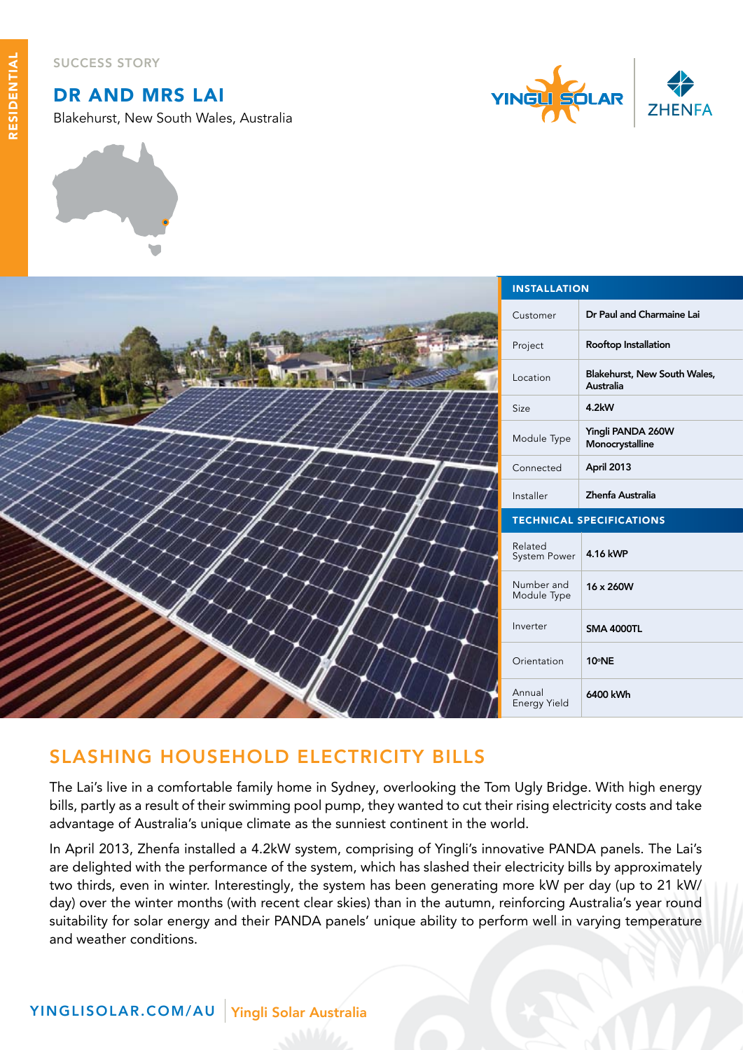RESIDENTIAL

SUCCESS STORY

# DR AND MRS LAI

Blakehurst, New South Wales, Australia

YINGLI SOLAR | ZHENFA

| INSTALLATION | |
|---|---|
| Customer | Dr Paul and Charmaine Lai |
| Project | Rooftop Installation |
| Location | Blakehurst, New South Wales, Australia |
| Size | 4.2kW |
| Module Type | Yingli PANDA 260W Monocrystalline |
| Connected | April 2013 |
| Installer | Zhenfa Australia |
| **TECHNICAL SPECIFICATIONS** | |
| Related System Power | 4.16 kWP |
| Number and Module Type | 16 x 260W |
| Inverter | SMA 4000TL |
| Orientation | 10°NE |
| Annual Energy Yield | 6400 kWh |

## SLASHING HOUSEHOLD ELECTRICITY BILLS

The Lai's live in a comfortable family home in Sydney, overlooking the Tom Ugly Bridge. With high energy bills, partly as a result of their swimming pool pump, they wanted to cut their rising electricity costs and take advantage of Australia's unique climate as the sunniest continent in the world.

In April 2013, Zhenfa installed a 4.2kW system, comprising of Yingli's innovative PANDA panels. The Lai's are delighted with the performance of the system, which has slashed their electricity bills by approximately two thirds, even in winter. Interestingly, the system has been generating more kW per day (up to 21 kW/day) over the winter months (with recent clear skies) than in the autumn, reinforcing Australia's year round suitability for solar energy and their PANDA panels' unique ability to perform well in varying temperature and weather conditions.

YINGLISOLAR.COM/AU | Yingli Solar Australia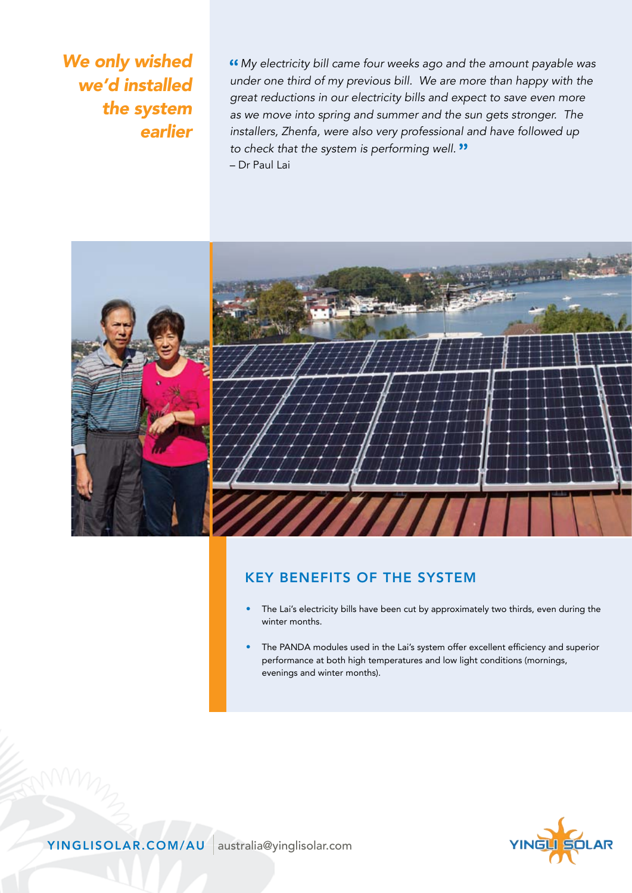## *We only wished we'd installed the system earlier*

*"My electricity bill came four weeks ago and the amount payable was under one third of my previous bill. We are more than happy with the great reductions in our electricity bills and expect to save even more as we move into spring and summer and the sun gets stronger. The installers, Zhenfa, were also very professional and have followed up to check that the system is performing well."*
– Dr Paul Lai

## KEY BENEFITS OF THE SYSTEM

- The Lai's electricity bills have been cut by approximately two thirds, even during the winter months.
- The PANDA modules used in the Lai's system offer excellent efficiency and superior performance at both high temperatures and low light conditions (mornings, evenings and winter months).

YINGLISOLAR.COM/AU | australia@yinglisolar.com

YINGLI SOLAR